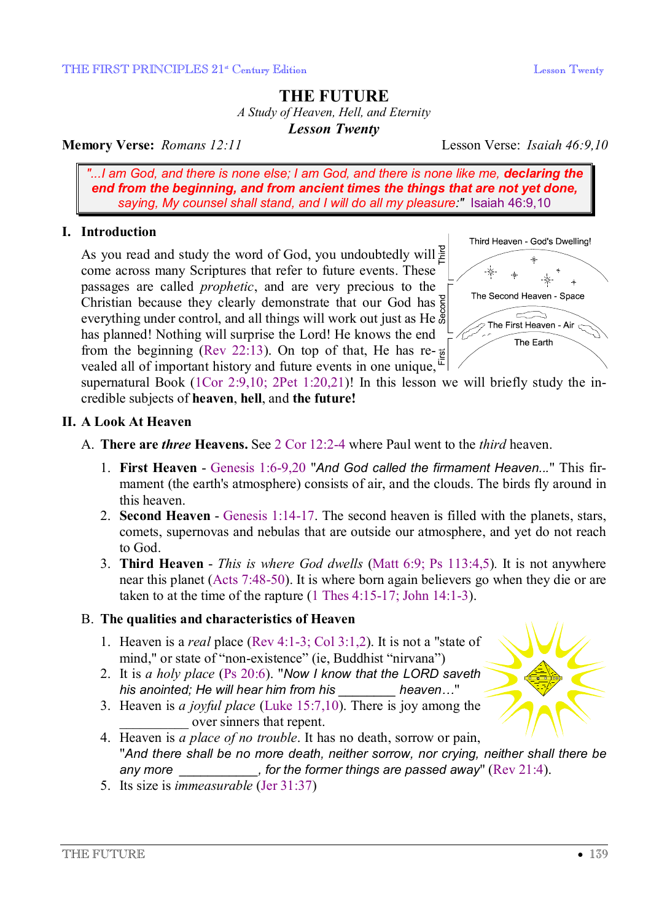# THE FUTURE

*A Study of Heaven, Hell, and Eternity*

***Lesson Twenty***

**Memory Verse:** *Romans 12:11* Lesson Verse: *Isaiah 46:9,10*

> *"...I am God, and there is none else; I am God, and there is none like me, **declaring the end from the beginning, and from ancient times the things that are not yet done,** saying, My counsel shall stand, and I will do all my pleasure:"* Isaiah 46:9,10

## I. Introduction

As you read and study the word of God, you undoubtedly will come across many Scriptures that refer to future events. These passages are called *prophetic*, and are very precious to the Christian because they clearly demonstrate that our God has everything under control, and all things will work out just as He has planned! Nothing will surprise the Lord! He knows the end from the beginning (Rev 22:13). On top of that, He has revealed all of important history and future events in one unique, supernatural Book (1Cor 2:9,10; 2Pet 1:20,21)! In this lesson we will briefly study the incredible subjects of **heaven**, **hell**, and **the future!**

Third Heaven - God's Dwelling!
The Second Heaven - Space
The First Heaven - Air
The Earth

## II. A Look At Heaven

A. **There are *three* Heavens.** See 2 Cor 12:2-4 where Paul went to the *third* heaven.

1. **First Heaven** - Genesis 1:6-9,20 "*And God called the firmament Heaven...*" This firmament (the earth's atmosphere) consists of air, and the clouds. The birds fly around in this heaven.
2. **Second Heaven** - Genesis 1:14-17. The second heaven is filled with the planets, stars, comets, supernovas and nebulas that are outside our atmosphere, and yet do not reach to God.
3. **Third Heaven** - *This is where God dwells* (Matt 6:9; Ps 113:4,5). It is not anywhere near this planet (Acts 7:48-50). It is where born again believers go when they die or are taken to at the time of the rapture (1 Thes 4:15-17; John 14:1-3).

B. **The qualities and characteristics of Heaven**

1. Heaven is a *real* place (Rev 4:1-3; Col 3:1,2). It is not a "state of mind," or state of "non-existence" (ie, Buddhist "nirvana")
2. It is *a holy place* (Ps 20:6). "*Now I know that the LORD saveth his anointed; He will hear him from his ________ heaven…*"
3. Heaven is *a joyful place* (Luke 15:7,10). There is joy among the __________ over sinners that repent.
4. Heaven is *a place of no trouble*. It has no death, sorrow or pain, "*And there shall be no more death, neither sorrow, nor crying, neither shall there be any more ___________, for the former things are passed away*" (Rev 21:4).
5. Its size is *immeasurable* (Jer 31:37)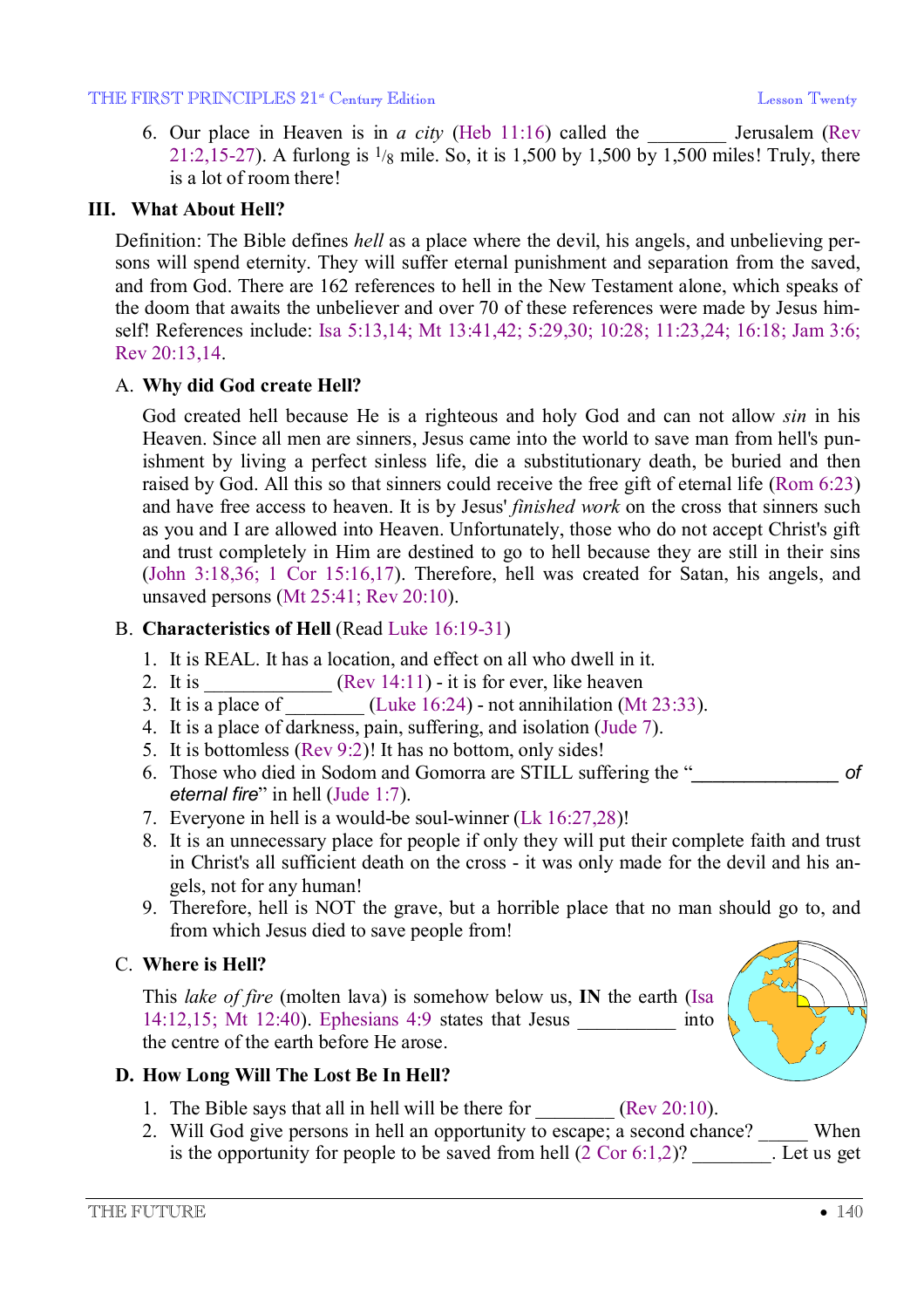6. Our place in Heaven is in *a city* (Heb 11:16) called the ________ Jerusalem (Rev 21:2,15-27). A furlong is $^1/_8$ mile. So, it is 1,500 by 1,500 by 1,500 miles! Truly, there is a lot of room there!

## III. What About Hell?

Definition: The Bible defines *hell* as a place where the devil, his angels, and unbelieving persons will spend eternity. They will suffer eternal punishment and separation from the saved, and from God. There are 162 references to hell in the New Testament alone, which speaks of the doom that awaits the unbeliever and over 70 of these references were made by Jesus himself! References include: Isa 5:13,14; Mt 13:41,42; 5:29,30; 10:28; 11:23,24; 16:18; Jam 3:6; Rev 20:13,14.

### A. Why did God create Hell?

God created hell because He is a righteous and holy God and can not allow *sin* in his Heaven. Since all men are sinners, Jesus came into the world to save man from hell's punishment by living a perfect sinless life, die a substitutionary death, be buried and then raised by God. All this so that sinners could receive the free gift of eternal life (Rom 6:23) and have free access to heaven. It is by Jesus' *finished work* on the cross that sinners such as you and I are allowed into Heaven. Unfortunately, those who do not accept Christ's gift and trust completely in Him are destined to go to hell because they are still in their sins (John 3:18,36; 1 Cor 15:16,17). Therefore, hell was created for Satan, his angels, and unsaved persons (Mt 25:41; Rev 20:10).

### B. Characteristics of Hell (Read Luke 16:19-31)

1. It is REAL. It has a location, and effect on all who dwell in it.
2. It is _____________ (Rev 14:11) - it is for ever, like heaven
3. It is a place of ________ (Luke 16:24) - not annihilation (Mt 23:33).
4. It is a place of darkness, pain, suffering, and isolation (Jude 7).
5. It is bottomless (Rev 9:2)! It has no bottom, only sides!
6. Those who died in Sodom and Gomorra are STILL suffering the "______________ *of eternal fire*" in hell (Jude 1:7).
7. Everyone in hell is a would-be soul-winner (Lk 16:27,28)!
8. It is an unnecessary place for people if only they will put their complete faith and trust in Christ's all sufficient death on the cross - it was only made for the devil and his angels, not for any human!
9. Therefore, hell is NOT the grave, but a horrible place that no man should go to, and from which Jesus died to save people from!

### C. Where is Hell?

This *lake of fire* (molten lava) is somehow below us, **IN** the earth (Isa 14:12,15; Mt 12:40). Ephesians 4:9 states that Jesus __________ into the centre of the earth before He arose.

### D. How Long Will The Lost Be In Hell?

1. The Bible says that all in hell will be there for ________ (Rev 20:10).
2. Will God give persons in hell an opportunity to escape; a second chance? _____ When is the opportunity for people to be saved from hell (2 Cor 6:1,2)? ________. Let us get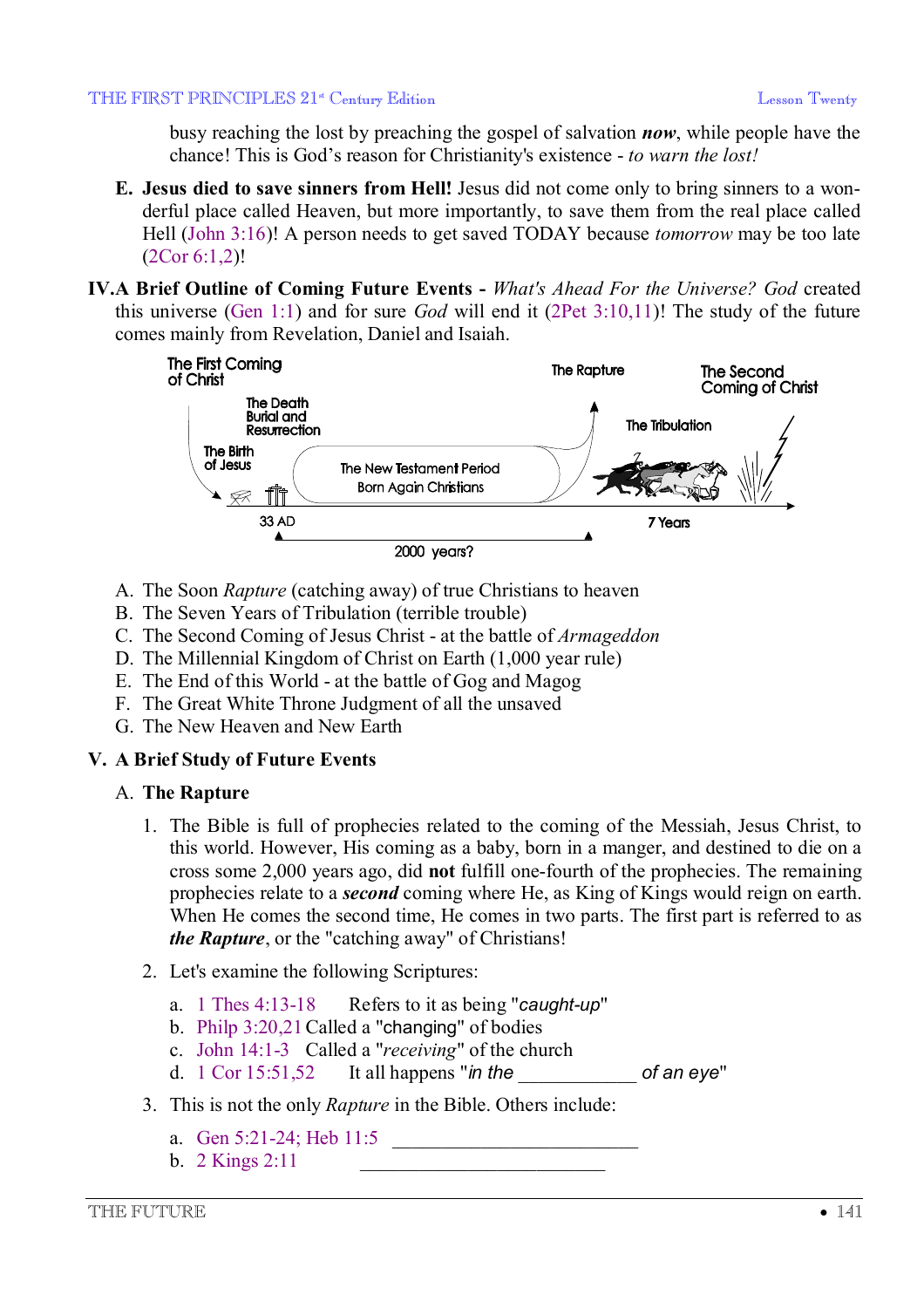busy reaching the lost by preaching the gospel of salvation ***now***, while people have the chance! This is God's reason for Christianity's existence - *to warn the lost!*

**E. Jesus died to save sinners from Hell!** Jesus did not come only to bring sinners to a wonderful place called Heaven, but more importantly, to save them from the real place called Hell (John 3:16)! A person needs to get saved TODAY because *tomorrow* may be too late (2Cor 6:1,2)!

## IV. A Brief Outline of Coming Future Events - *What's Ahead For the Universe? God* created this universe (Gen 1:1) and for sure *God* will end it (2Pet 3:10,11)! The study of the future comes mainly from Revelation, Daniel and Isaiah.

The First Coming of Christ — The Birth of Jesus — The Death Burial and Resurrection — 33 AD — The New Testament Period Born Again Christians — 2000 years? — The Rapture — The Tribulation — 7 Years — The Second Coming of Christ

A. The Soon *Rapture* (catching away) of true Christians to heaven
B. The Seven Years of Tribulation (terrible trouble)
C. The Second Coming of Jesus Christ - at the battle of *Armageddon*
D. The Millennial Kingdom of Christ on Earth (1,000 year rule)
E. The End of this World - at the battle of Gog and Magog
F. The Great White Throne Judgment of all the unsaved
G. The New Heaven and New Earth

## V. A Brief Study of Future Events

### A. The Rapture

1. The Bible is full of prophecies related to the coming of the Messiah, Jesus Christ, to this world. However, His coming as a baby, born in a manger, and destined to die on a cross some 2,000 years ago, did **not** fulfill one-fourth of the prophecies. The remaining prophecies relate to a ***second*** coming where He, as King of Kings would reign on earth. When He comes the second time, He comes in two parts. The first part is referred to as ***the Rapture***, or the "catching away" of Christians!

2. Let's examine the following Scriptures:

   a. 1 Thes 4:13-18 Refers to it as being "*caught-up*"
   b. Philp 3:20,21 Called a "changing" of bodies
   c. John 14:1-3 Called a "*receiving*" of the church
   d. 1 Cor 15:51,52 It all happens "*in the* ____________ *of an eye*"

3. This is not the only *Rapture* in the Bible. Others include:

   a. Gen 5:21-24; Heb 11:5 __________________________
   b. 2 Kings 2:11 __________________________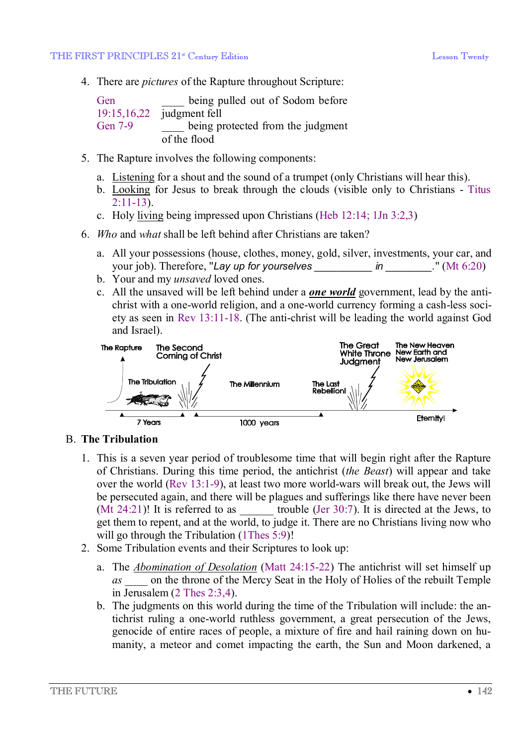4. There are *pictures* of the Rapture throughout Scripture:

| | |
|---|---|
| Gen 19:15,16,22 | ____ being pulled out of Sodom before judgment fell |
| Gen 7-9 | ____ being protected from the judgment of the flood |

5. The Rapture involves the following components:

   a. Listening for a shout and the sound of a trumpet (only Christians will hear this).
   b. Looking for Jesus to break through the clouds (visible only to Christians - Titus 2:11-13).
   c. Holy living being impressed upon Christians (Heb 12:14; 1Jn 3:2,3)

6. *Who* and *what* shall be left behind after Christians are taken?

   a. All your possessions (house, clothes, money, gold, silver, investments, your car, and your job). Therefore, "*Lay up for yourselves __________ in ________*." (Mt 6:20)
   b. Your and my *unsaved* loved ones.
   c. All the unsaved will be left behind under a ***one world*** government, lead by the anti-christ with a one-world religion, and a one-world currency forming a cash-less society as seen in Rev 13:11-18. (The anti-christ will be leading the world against God and Israel).

The Rapture — The Tribulation (7 Years) — The Second Coming of Christ — The Millennium (1000 years) — The Last Rebellion! — The Great White Throne Judgment — The New Heaven New Earth and New Jerusalem — Eternity!

## B. The Tribulation

1. This is a seven year period of troublesome time that will begin right after the Rapture of Christians. During this time period, the antichrist (*the Beast*) will appear and take over the world (Rev 13:1-9), at least two more world-wars will break out, the Jews will be persecuted again, and there will be plagues and sufferings like there have never been (Mt 24:21)! It is referred to as ______ trouble (Jer 30:7). It is directed at the Jews, to get them to repent, and at the world, to judge it. There are no Christians living now who will go through the Tribulation (1Thes 5:9)!
2. Some Tribulation events and their Scriptures to look up:

   a. The *Abomination of Desolation* (Matt 24:15-22) The antichrist will set himself up *as* ____ on the throne of the Mercy Seat in the Holy of Holies of the rebuilt Temple in Jerusalem (2 Thes 2:3,4).
   b. The judgments on this world during the time of the Tribulation will include: the antichrist ruling a one-world ruthless government, a great persecution of the Jews, genocide of entire races of people, a mixture of fire and hail raining down on humanity, a meteor and comet impacting the earth, the Sun and Moon darkened, a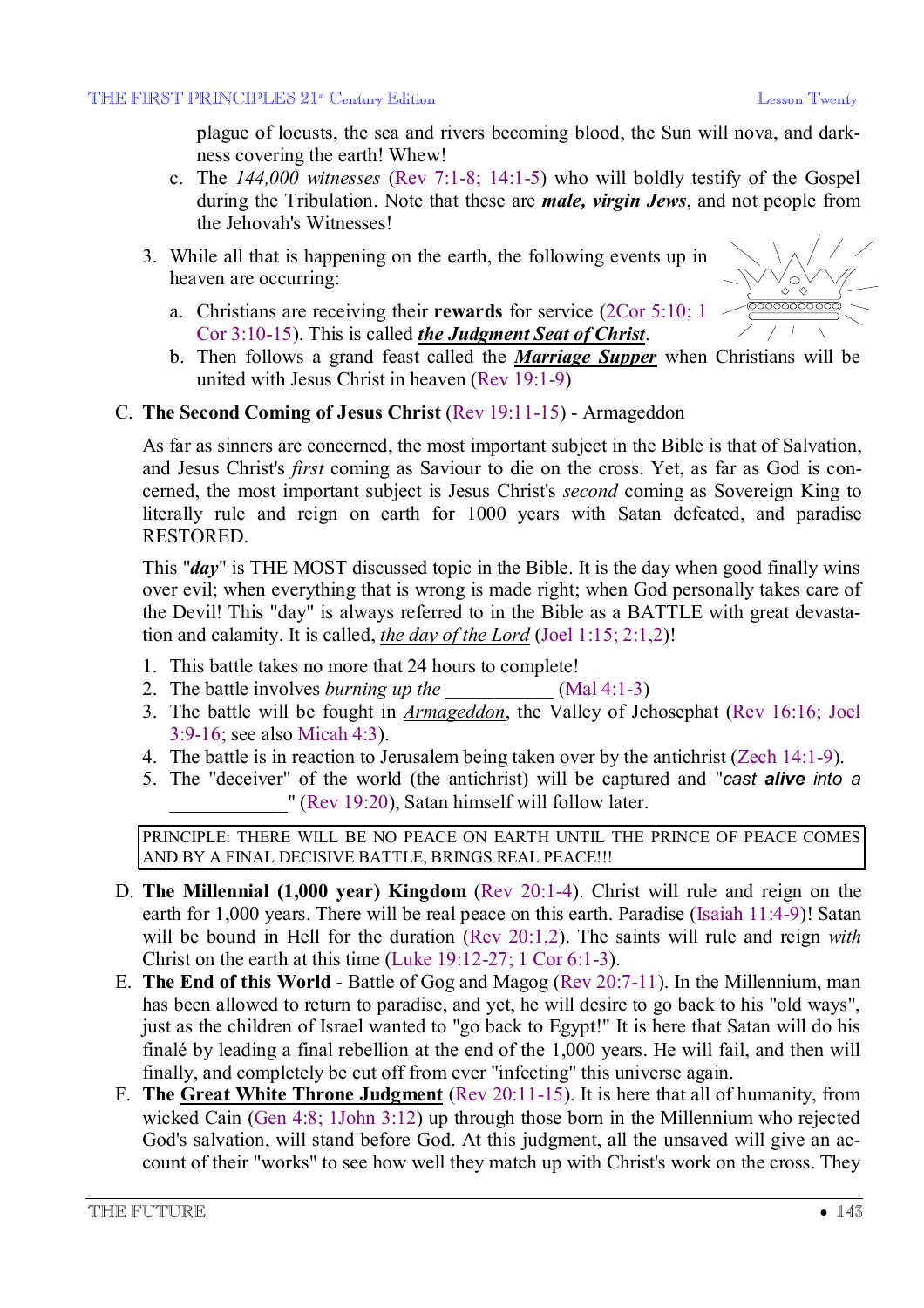plague of locusts, the sea and rivers becoming blood, the Sun will nova, and darkness covering the earth! Whew!

   c. The *144,000 witnesses* (Rev 7:1-8; 14:1-5) who will boldly testify of the Gospel during the Tribulation. Note that these are ***male, virgin Jews***, and not people from the Jehovah's Witnesses!

3. While all that is happening on the earth, the following events up in heaven are occurring:

   a. Christians are receiving their **rewards** for service (2Cor 5:10; 1 Cor 3:10-15). This is called ***the Judgment Seat of Christ***.

   b. Then follows a grand feast called the ***Marriage Supper*** when Christians will be united with Jesus Christ in heaven (Rev 19:1-9)

C. **The Second Coming of Jesus Christ** (Rev 19:11-15) - Armageddon

As far as sinners are concerned, the most important subject in the Bible is that of Salvation, and Jesus Christ's *first* coming as Saviour to die on the cross. Yet, as far as God is concerned, the most important subject is Jesus Christ's *second* coming as Sovereign King to literally rule and reign on earth for 1000 years with Satan defeated, and paradise RESTORED.

This "***day***" is THE MOST discussed topic in the Bible. It is the day when good finally wins over evil; when everything that is wrong is made right; when God personally takes care of the Devil! This "day" is always referred to in the Bible as a BATTLE with great devastation and calamity. It is called, *the day of the Lord* (Joel 1:15; 2:1,2)!

1. This battle takes no more that 24 hours to complete!
2. The battle involves *burning up the* ___________ (Mal 4:1-3)
3. The battle will be fought in *Armageddon*, the Valley of Jehosephat (Rev 16:16; Joel 3:9-16; see also Micah 4:3).
4. The battle is in reaction to Jerusalem being taken over by the antichrist (Zech 14:1-9).
5. The "deceiver" of the world (the antichrist) will be captured and "*cast **alive** into a* ____________" (Rev 19:20), Satan himself will follow later.

| PRINCIPLE: THERE WILL BE NO PEACE ON EARTH UNTIL THE PRINCE OF PEACE COMES AND BY A FINAL DECISIVE BATTLE, BRINGS REAL PEACE!!! |
|---|

D. **The Millennial (1,000 year) Kingdom** (Rev 20:1-4). Christ will rule and reign on the earth for 1,000 years. There will be real peace on this earth. Paradise (Isaiah 11:4-9)! Satan will be bound in Hell for the duration (Rev 20:1,2). The saints will rule and reign *with* Christ on the earth at this time (Luke 19:12-27; 1 Cor 6:1-3).

E. **The End of this World** - Battle of Gog and Magog (Rev 20:7-11). In the Millennium, man has been allowed to return to paradise, and yet, he will desire to go back to his "old ways", just as the children of Israel wanted to "go back to Egypt!" It is here that Satan will do his finalé by leading a final rebellion at the end of the 1,000 years. He will fail, and then will finally, and completely be cut off from ever "infecting" this universe again.

F. **The Great White Throne Judgment** (Rev 20:11-15). It is here that all of humanity, from wicked Cain (Gen 4:8; 1John 3:12) up through those born in the Millennium who rejected God's salvation, will stand before God. At this judgment, all the unsaved will give an account of their "works" to see how well they match up with Christ's work on the cross. They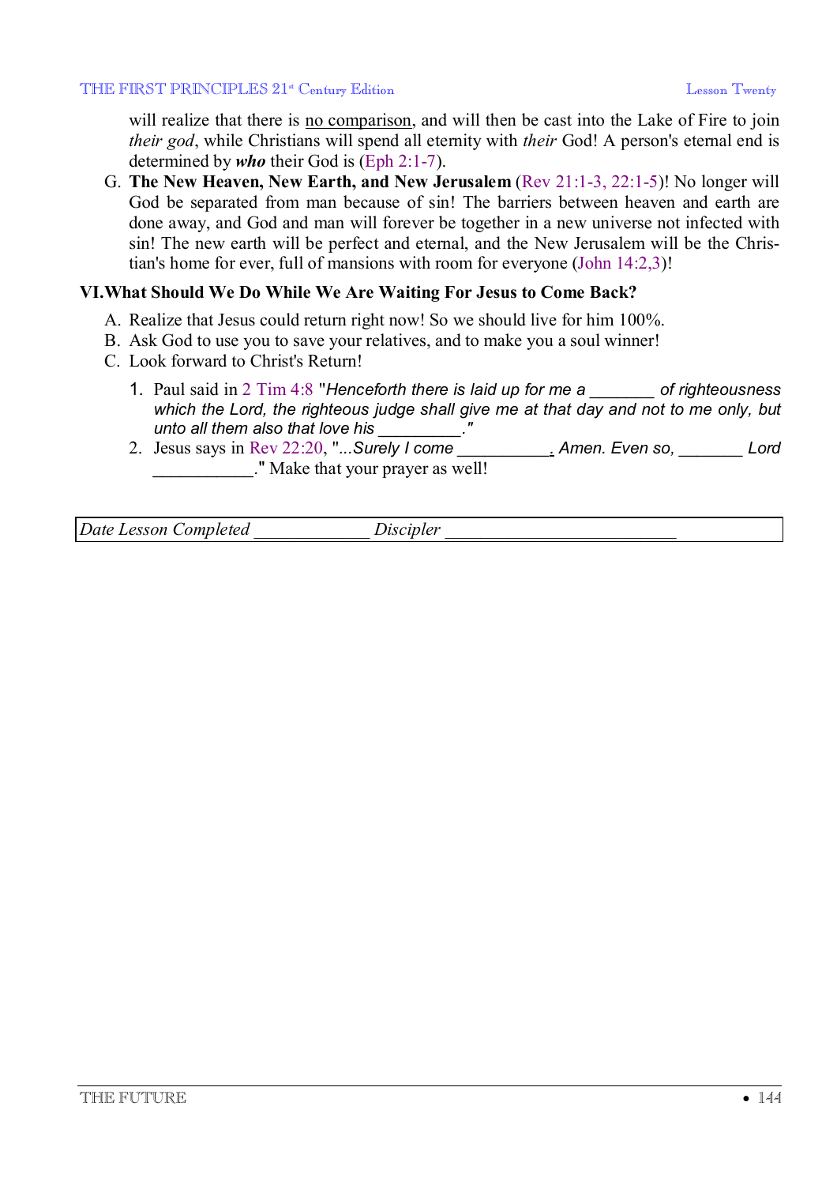will realize that there is no comparison, and will then be cast into the Lake of Fire to join *their god*, while Christians will spend all eternity with *their* God! A person's eternal end is determined by ***who*** their God is (Eph 2:1-7).

G. **The New Heaven, New Earth, and New Jerusalem** (Rev 21:1-3, 22:1-5)! No longer will God be separated from man because of sin! The barriers between heaven and earth are done away, and God and man will forever be together in a new universe not infected with sin! The new earth will be perfect and eternal, and the New Jerusalem will be the Christian's home for ever, full of mansions with room for everyone (John 14:2,3)!

## VI. What Should We Do While We Are Waiting For Jesus to Come Back?

A. Realize that Jesus could return right now! So we should live for him 100%.
B. Ask God to use you to save your relatives, and to make you a soul winner!
C. Look forward to Christ's Return!

1. Paul said in 2 Tim 4:8 "*Henceforth there is laid up for me a _______ of righteousness which the Lord, the righteous judge shall give me at that day and not to me only, but unto all them also that love his _________.*"
2. Jesus says in Rev 22:20, "*...Surely I come __________. Amen. Even so, _______ Lord ___________.*" Make that your prayer as well!

| | |
|---|---|
| *Date Lesson Completed* _____________ | *Discipler* __________________________ |